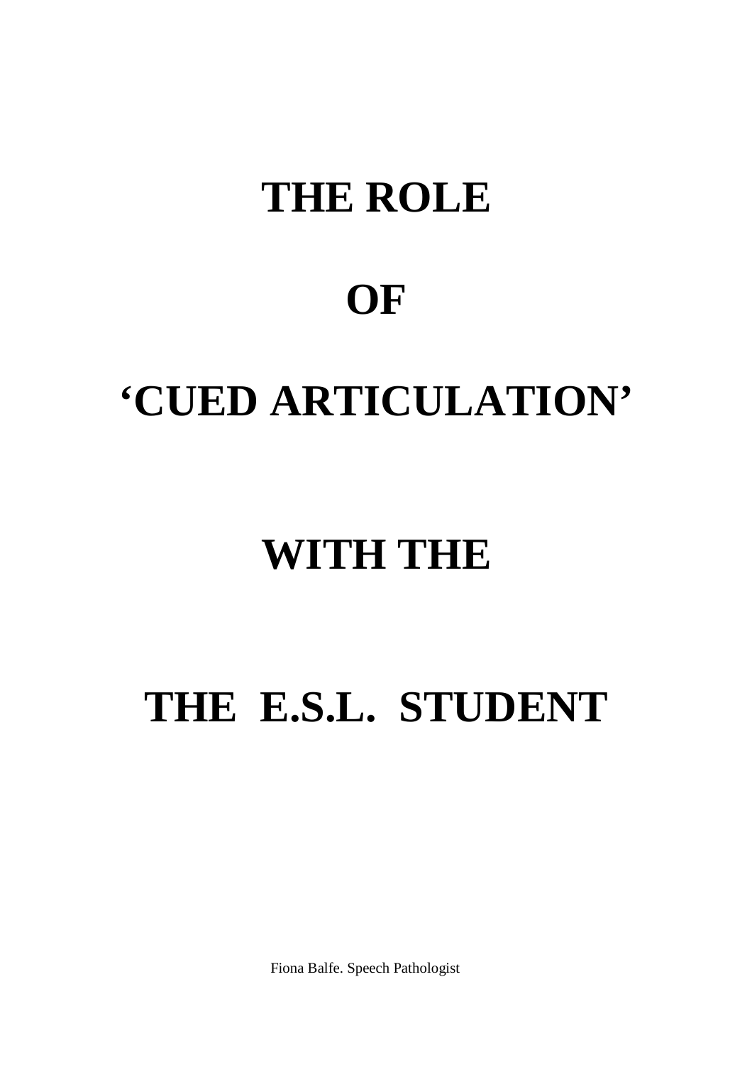# THE ROLE

# OF

# ‘CUED ARTICULATION’

# WITH THE

# THE E.S.L. STUDENT

Fiona Balfe. Speech Pathologist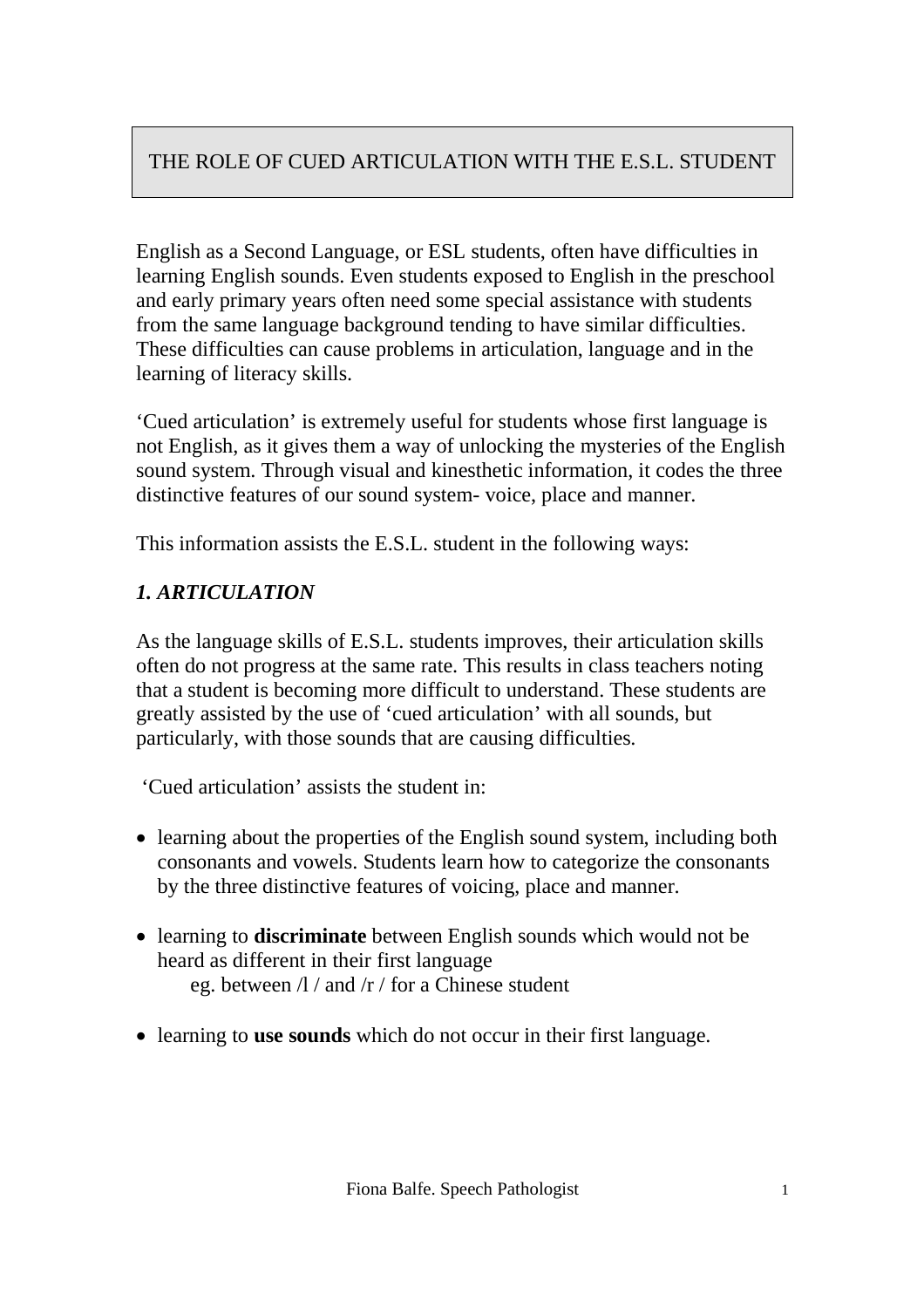# THE ROLE OF CUED ARTICULATION WITH THE E.S.L. STUDENT

English as a Second Language, or ESL students, often have difficulties in learning English sounds. Even students exposed to English in the preschool and early primary years often need some special assistance with students from the same language background tending to have similar difficulties. These difficulties can cause problems in articulation, language and in the learning of literacy skills.

'Cued articulation' is extremely useful for students whose first language is not English, as it gives them a way of unlocking the mysteries of the English sound system. Through visual and kinesthetic information, it codes the three distinctive features of our sound system- voice, place and manner.

This information assists the E.S.L. student in the following ways:

### *1. ARTICULATION*

As the language skills of E.S.L. students improves, their articulation skills often do not progress at the same rate. This results in class teachers noting that a student is becoming more difficult to understand. These students are greatly assisted by the use of 'cued articulation' with all sounds, but particularly, with those sounds that are causing difficulties.

'Cued articulation' assists the student in:

- learning about the properties of the English sound system, including both consonants and vowels. Students learn how to categorize the consonants by the three distinctive features of voicing, place and manner.
- learning to **discriminate** between English sounds which would not be heard as different in their first language
  eg. between /l / and /r / for a Chinese student
- learning to **use sounds** which do not occur in their first language.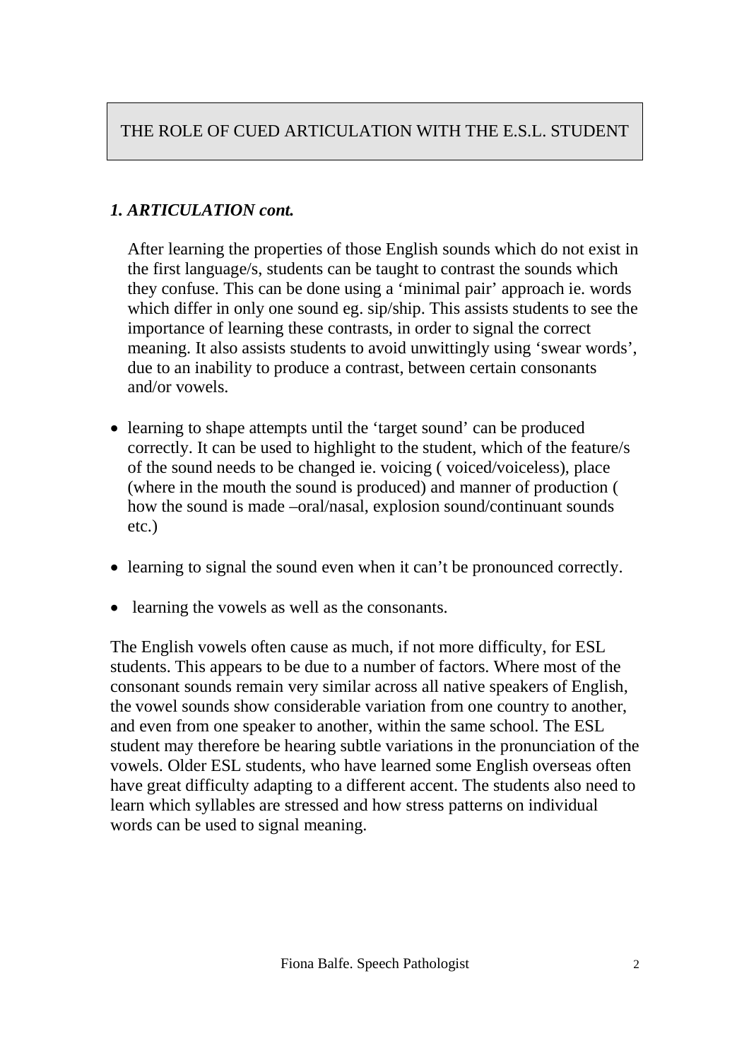# THE ROLE OF CUED ARTICULATION WITH THE E.S.L. STUDENT

### *1. ARTICULATION cont.*

After learning the properties of those English sounds which do not exist in the first language/s, students can be taught to contrast the sounds which they confuse. This can be done using a 'minimal pair' approach ie. words which differ in only one sound eg. sip/ship. This assists students to see the importance of learning these contrasts, in order to signal the correct meaning. It also assists students to avoid unwittingly using 'swear words', due to an inability to produce a contrast, between certain consonants and/or vowels.

- learning to shape attempts until the 'target sound' can be produced correctly. It can be used to highlight to the student, which of the feature/s of the sound needs to be changed ie. voicing ( voiced/voiceless), place (where in the mouth the sound is produced) and manner of production ( how the sound is made –oral/nasal, explosion sound/continuant sounds etc.)

- learning to signal the sound even when it can't be pronounced correctly.

- learning the vowels as well as the consonants.

The English vowels often cause as much, if not more difficulty, for ESL students. This appears to be due to a number of factors. Where most of the consonant sounds remain very similar across all native speakers of English, the vowel sounds show considerable variation from one country to another, and even from one speaker to another, within the same school. The ESL student may therefore be hearing subtle variations in the pronunciation of the vowels. Older ESL students, who have learned some English overseas often have great difficulty adapting to a different accent. The students also need to learn which syllables are stressed and how stress patterns on individual words can be used to signal meaning.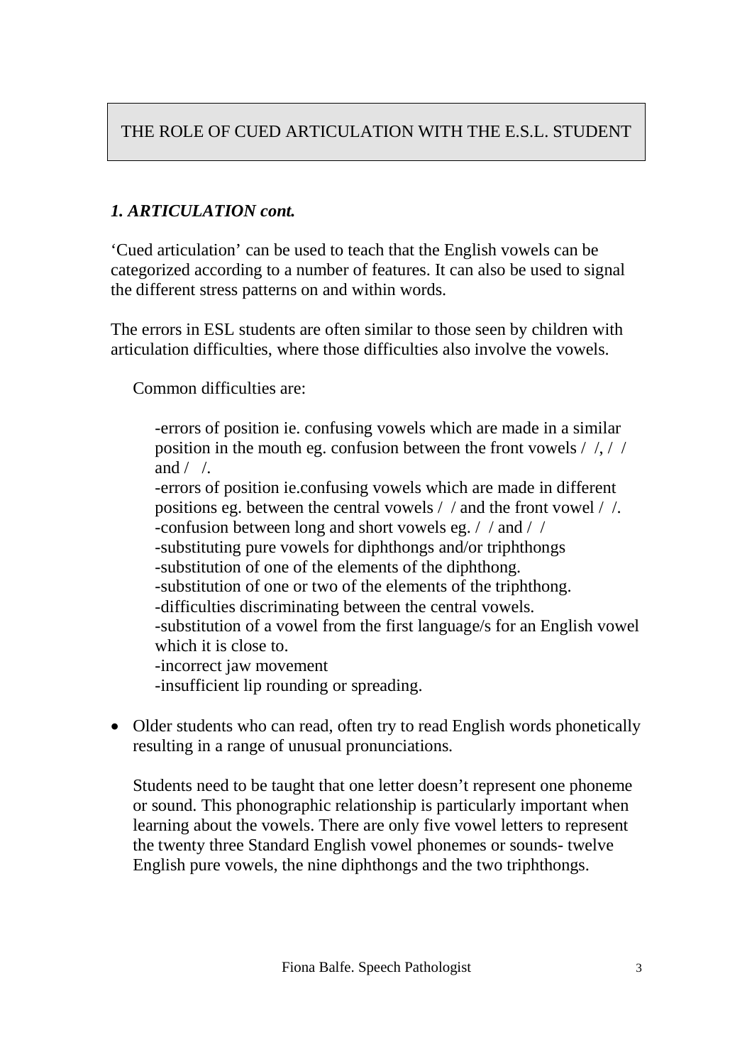# THE ROLE OF CUED ARTICULATION WITH THE E.S.L. STUDENT

### *1. ARTICULATION cont.*

'Cued articulation' can be used to teach that the English vowels can be categorized according to a number of features. It can also be used to signal the different stress patterns on and within words.

The errors in ESL students are often similar to those seen by children with articulation difficulties, where those difficulties also involve the vowels.

Common difficulties are:

-errors of position ie. confusing vowels which are made in a similar position in the mouth eg. confusion between the front vowels /  /, /  / and /  /.
-errors of position ie.confusing vowels which are made in different positions eg. between the central vowels /  / and the front vowel /  /.
-confusion between long and short vowels eg. /  / and /  /
-substituting pure vowels for diphthongs and/or triphthongs
-substitution of one of the elements of the diphthong.
-substitution of one or two of the elements of the triphthong.
-difficulties discriminating between the central vowels.
-substitution of a vowel from the first language/s for an English vowel which it is close to.
-incorrect jaw movement
-insufficient lip rounding or spreading.

- Older students who can read, often try to read English words phonetically resulting in a range of unusual pronunciations.

  Students need to be taught that one letter doesn't represent one phoneme or sound. This phonographic relationship is particularly important when learning about the vowels. There are only five vowel letters to represent the twenty three Standard English vowel phonemes or sounds- twelve English pure vowels, the nine diphthongs and the two triphthongs.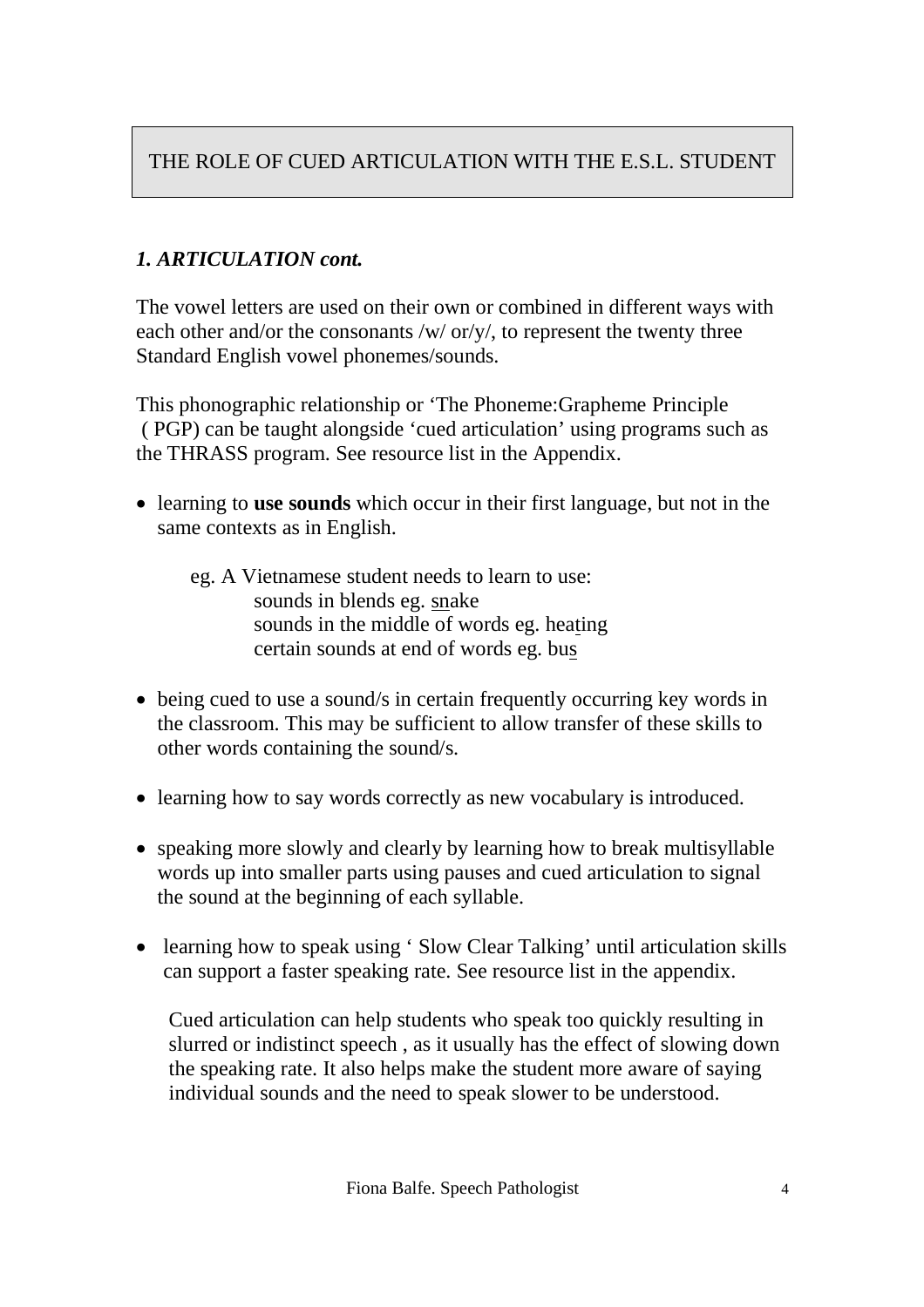# THE ROLE OF CUED ARTICULATION WITH THE E.S.L. STUDENT

## *1. ARTICULATION cont.*

The vowel letters are used on their own or combined in different ways with each other and/or the consonants /w/ or/y/, to represent the twenty three Standard English vowel phonemes/sounds.

This phonographic relationship or 'The Phoneme:Grapheme Principle ( PGP) can be taught alongside 'cued articulation' using programs such as the THRASS program. See resource list in the Appendix.

- learning to **use sounds** which occur in their first language, but not in the same contexts as in English.

  eg. A Vietnamese student needs to learn to use:
  
  sounds in blends eg. <u>sn</u>ake
  
  sounds in the middle of words eg. hea<u>t</u>ing
  
  certain sounds at end of words eg. bu<u>s</u>

- being cued to use a sound/s in certain frequently occurring key words in the classroom. This may be sufficient to allow transfer of these skills to other words containing the sound/s.

- learning how to say words correctly as new vocabulary is introduced.

- speaking more slowly and clearly by learning how to break multisyllable words up into smaller parts using pauses and cued articulation to signal the sound at the beginning of each syllable.

- learning how to speak using ' Slow Clear Talking' until articulation skills can support a faster speaking rate. See resource list in the appendix.

  Cued articulation can help students who speak too quickly resulting in slurred or indistinct speech , as it usually has the effect of slowing down the speaking rate. It also helps make the student more aware of saying individual sounds and the need to speak slower to be understood.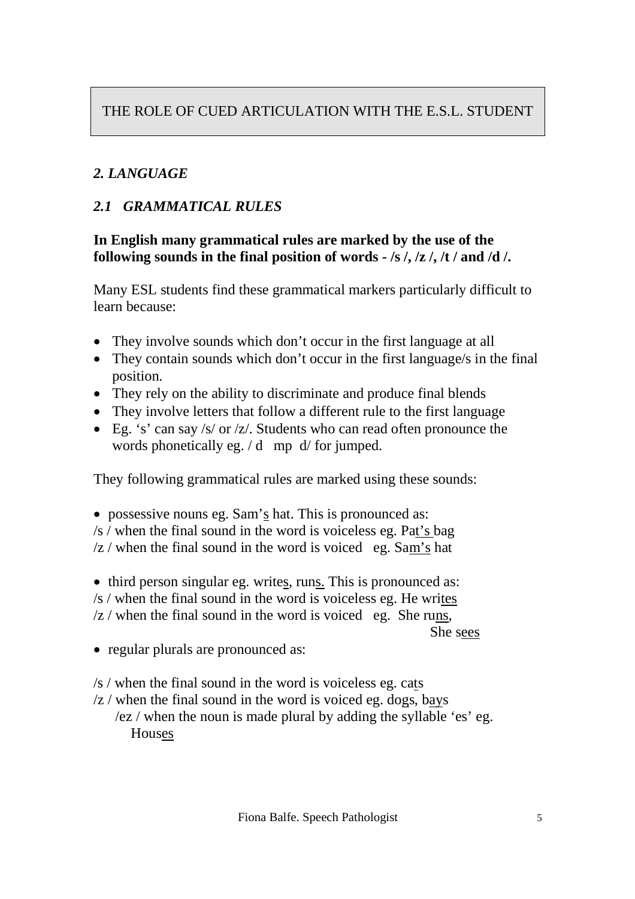THE ROLE OF CUED ARTICULATION WITH THE E.S.L. STUDENT

## *2. LANGUAGE*

### *2.1 GRAMMATICAL RULES*

**In English many grammatical rules are marked by the use of the following sounds in the final position of words - /s /, /z /, /t / and /d /.**

Many ESL students find these grammatical markers particularly difficult to learn because:

- They involve sounds which don't occur in the first language at all
- They contain sounds which don't occur in the first language/s in the final position.
- They rely on the ability to discriminate and produce final blends
- They involve letters that follow a different rule to the first language
- Eg. 's' can say /s/ or /z/. Students who can read often pronounce the words phonetically eg. / d mp d/ for jumped.

They following grammatical rules are marked using these sounds:

- possessive nouns eg. Sam's hat. This is pronounced as:

/s / when the final sound in the word is voiceless eg. Pat's bag
/z / when the final sound in the word is voiced eg. Sam's hat

- third person singular eg. writes, runs. This is pronounced as:

/s / when the final sound in the word is voiceless eg. He writes
/z / when the final sound in the word is voiced eg. She runs,
She sees

- regular plurals are pronounced as:

/s / when the final sound in the word is voiceless eg. cats
/z / when the final sound in the word is voiced eg. dogs, bays
/ez / when the noun is made plural by adding the syllable 'es' eg. Houses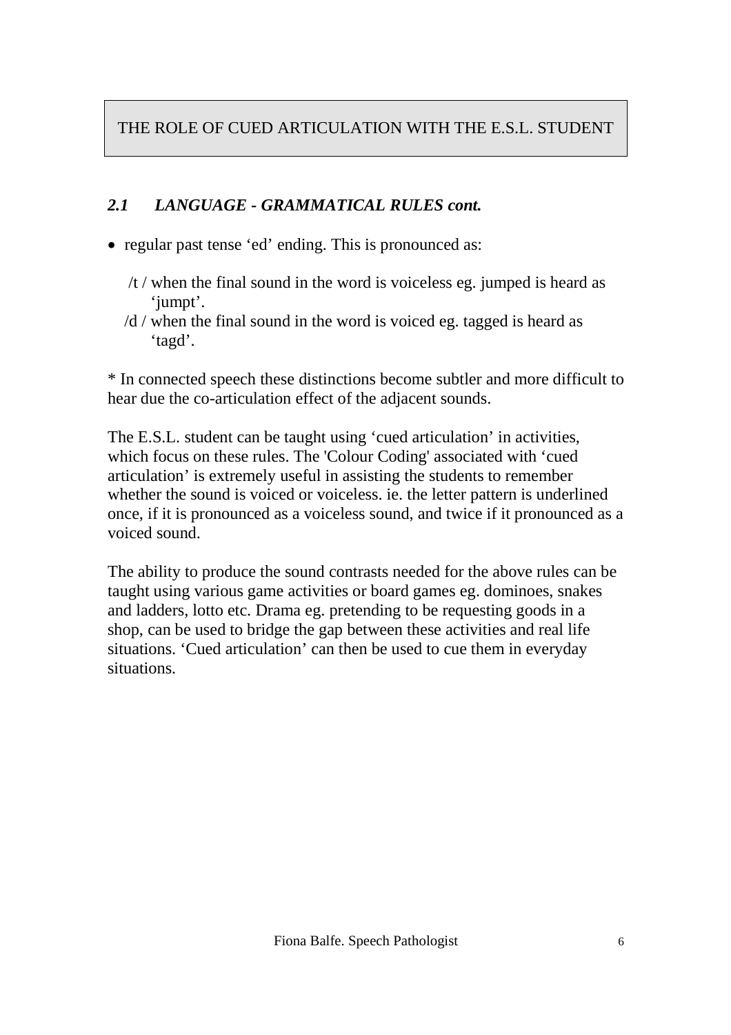THE ROLE OF CUED ARTICULATION WITH THE E.S.L. STUDENT

### *2.1 LANGUAGE - GRAMMATICAL RULES cont.*

- regular past tense ‘ed’ ending. This is pronounced as:

  /t / when the final sound in the word is voiceless eg. jumped is heard as ‘jumpt’.

  /d / when the final sound in the word is voiced eg. tagged is heard as ‘tagd’.

* In connected speech these distinctions become subtler and more difficult to hear due the co-articulation effect of the adjacent sounds.

The E.S.L. student can be taught using ‘cued articulation’ in activities, which focus on these rules. The 'Colour Coding' associated with ‘cued articulation’ is extremely useful in assisting the students to remember whether the sound is voiced or voiceless. ie. the letter pattern is underlined once, if it is pronounced as a voiceless sound, and twice if it pronounced as a voiced sound.

The ability to produce the sound contrasts needed for the above rules can be taught using various game activities or board games eg. dominoes, snakes and ladders, lotto etc. Drama eg. pretending to be requesting goods in a shop, can be used to bridge the gap between these activities and real life situations. ‘Cued articulation’ can then be used to cue them in everyday situations.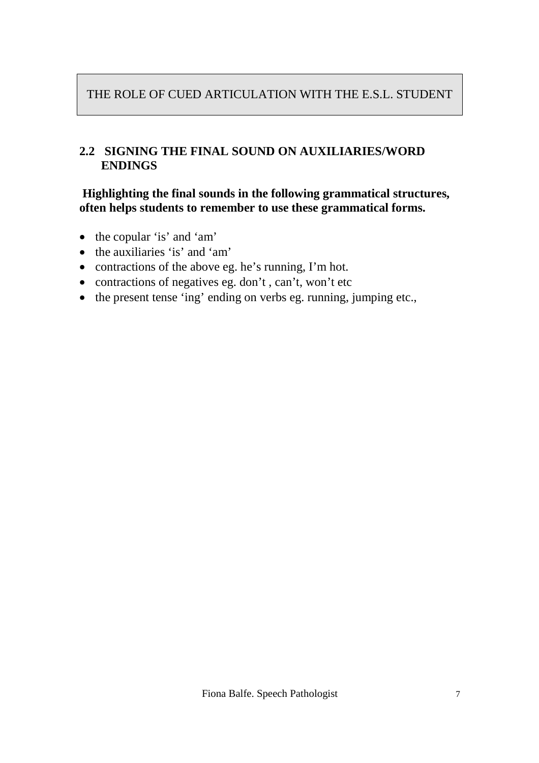THE ROLE OF CUED ARTICULATION WITH THE E.S.L. STUDENT

## 2.2 SIGNING THE FINAL SOUND ON AUXILIARIES/WORD ENDINGS

**Highlighting the final sounds in the following grammatical structures, often helps students to remember to use these grammatical forms.**

- the copular 'is' and 'am'
- the auxiliaries 'is' and 'am'
- contractions of the above eg. he's running, I'm hot.
- contractions of negatives eg. don't , can't, won't etc
- the present tense 'ing' ending on verbs eg. running, jumping etc.,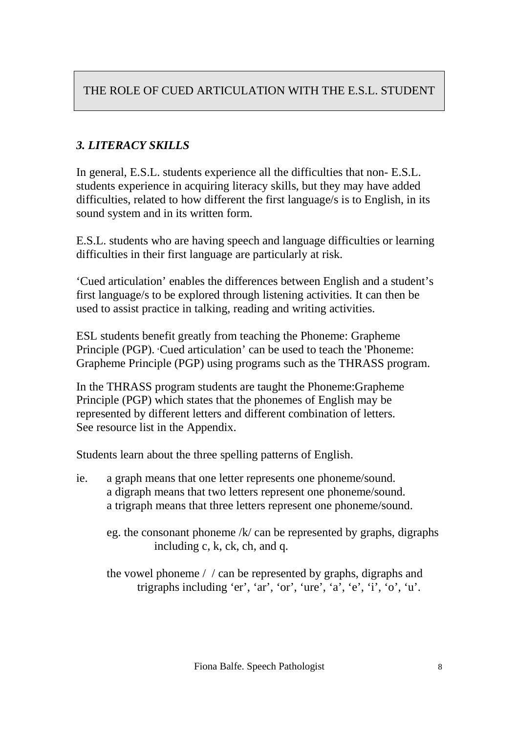THE ROLE OF CUED ARTICULATION WITH THE E.S.L. STUDENT

### *3. LITERACY SKILLS*

In general, E.S.L. students experience all the difficulties that non- E.S.L. students experience in acquiring literacy skills, but they may have added difficulties, related to how different the first language/s is to English, in its sound system and in its written form.

E.S.L. students who are having speech and language difficulties or learning difficulties in their first language are particularly at risk.

'Cued articulation' enables the differences between English and a student's first language/s to be explored through listening activities. It can then be used to assist practice in talking, reading and writing activities.

ESL students benefit greatly from teaching the Phoneme: Grapheme Principle (PGP). 'Cued articulation' can be used to teach the 'Phoneme: Grapheme Principle (PGP) using programs such as the THRASS program.

In the THRASS program students are taught the Phoneme:Grapheme Principle (PGP) which states that the phonemes of English may be represented by different letters and different combination of letters. See resource list in the Appendix.

Students learn about the three spelling patterns of English.

ie. a graph means that one letter represents one phoneme/sound.
a digraph means that two letters represent one phoneme/sound.
a trigraph means that three letters represent one phoneme/sound.

eg. the consonant phoneme /k/ can be represented by graphs, digraphs including c, k, ck, ch, and q.

the vowel phoneme /  / can be represented by graphs, digraphs and trigraphs including 'er', 'ar', 'or', 'ure', 'a', 'e', 'i', 'o', 'u'.

Fiona Balfe. Speech Pathologist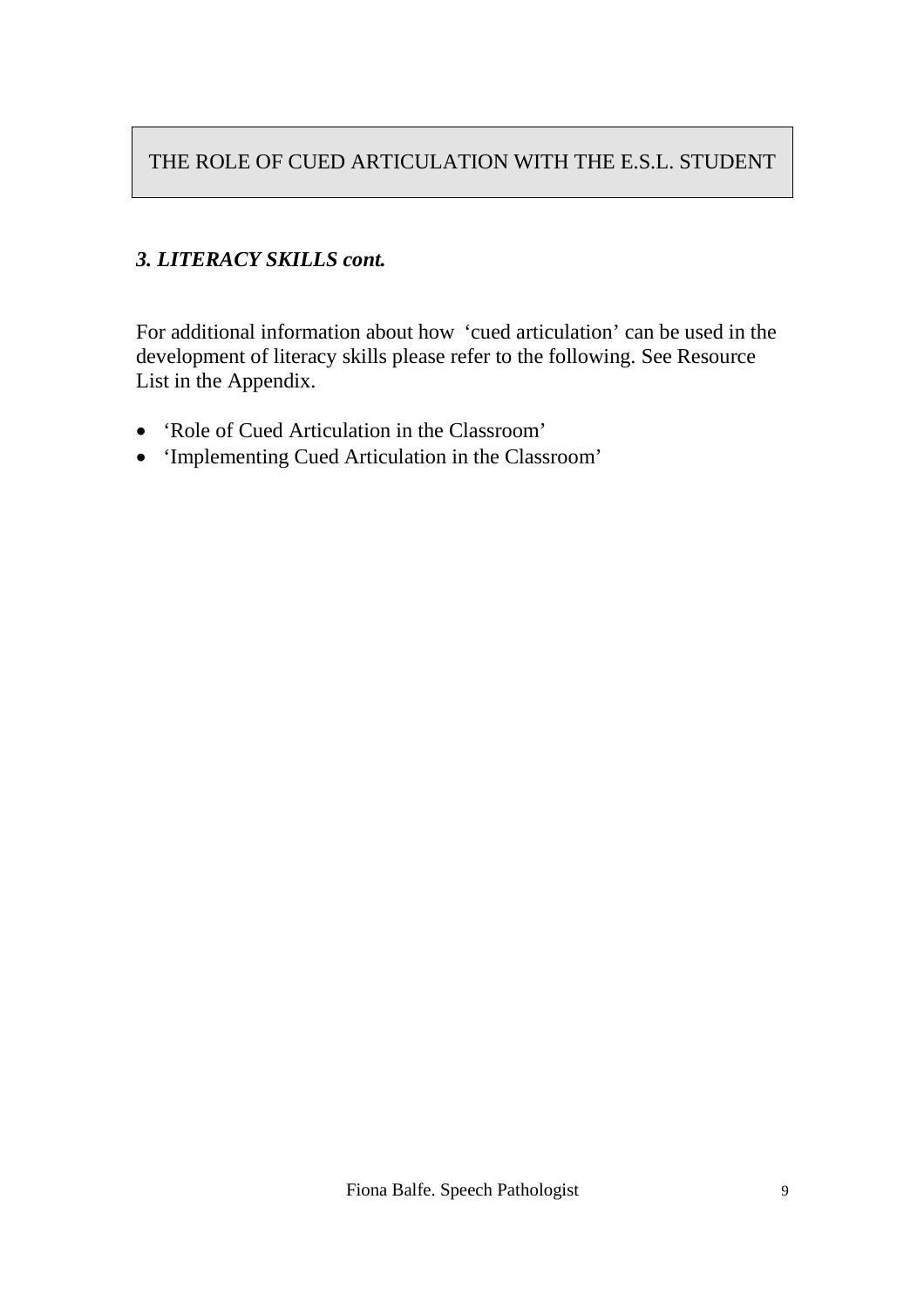# THE ROLE OF CUED ARTICULATION WITH THE E.S.L. STUDENT

### *3. LITERACY SKILLS cont.*

For additional information about how 'cued articulation' can be used in the development of literacy skills please refer to the following. See Resource List in the Appendix.

- 'Role of Cued Articulation in the Classroom'
- 'Implementing Cued Articulation in the Classroom'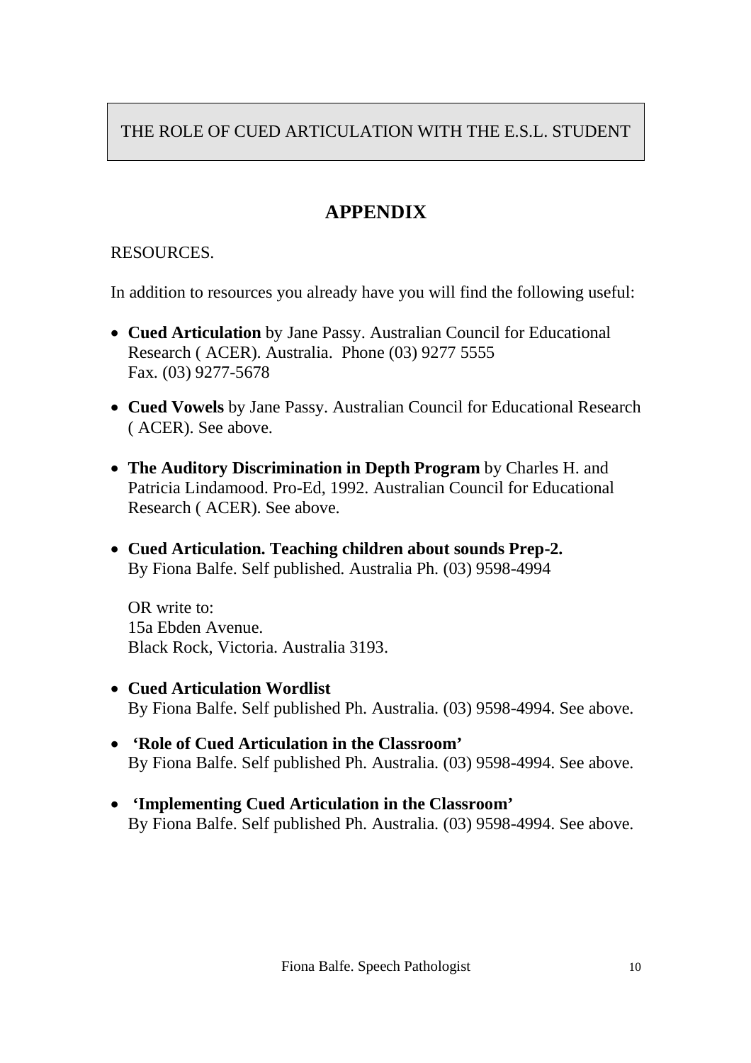THE ROLE OF CUED ARTICULATION WITH THE E.S.L. STUDENT

# APPENDIX

RESOURCES.

In addition to resources you already have you will find the following useful:

- **Cued Articulation** by Jane Passy. Australian Council for Educational Research ( ACER). Australia. Phone (03) 9277 5555
  Fax. (03) 9277-5678
- **Cued Vowels** by Jane Passy. Australian Council for Educational Research ( ACER). See above.
- **The Auditory Discrimination in Depth Program** by Charles H. and Patricia Lindamood. Pro-Ed, 1992. Australian Council for Educational Research ( ACER). See above.
- **Cued Articulation. Teaching children about sounds Prep-2.**
  By Fiona Balfe. Self published. Australia Ph. (03) 9598-4994

  OR write to:
  15a Ebden Avenue.
  Black Rock, Victoria. Australia 3193.
- **Cued Articulation Wordlist**
  By Fiona Balfe. Self published Ph. Australia. (03) 9598-4994. See above.
- **'Role of Cued Articulation in the Classroom'**
  By Fiona Balfe. Self published Ph. Australia. (03) 9598-4994. See above.
- **'Implementing Cued Articulation in the Classroom'**
  By Fiona Balfe. Self published Ph. Australia. (03) 9598-4994. See above.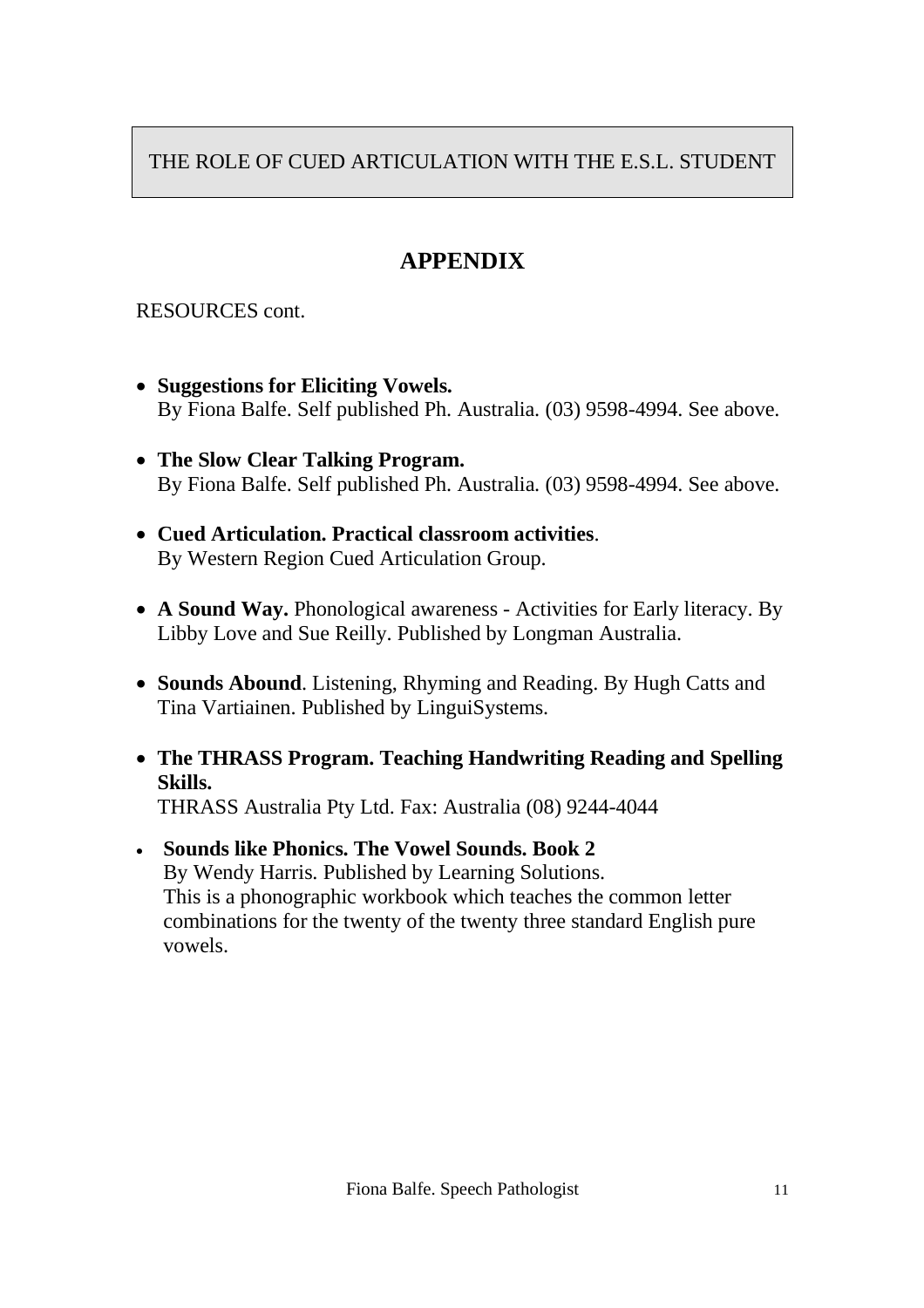## APPENDIX

RESOURCES cont.

- **Suggestions for Eliciting Vowels.**
  By Fiona Balfe. Self published Ph. Australia. (03) 9598-4994. See above.
- **The Slow Clear Talking Program.**
  By Fiona Balfe. Self published Ph. Australia. (03) 9598-4994. See above.
- **Cued Articulation. Practical classroom activities**.
  By Western Region Cued Articulation Group.
- **A Sound Way.** Phonological awareness - Activities for Early literacy. By Libby Love and Sue Reilly. Published by Longman Australia.
- **Sounds Abound**. Listening, Rhyming and Reading. By Hugh Catts and Tina Vartiainen. Published by LinguiSystems.
- **The THRASS Program. Teaching Handwriting Reading and Spelling Skills.**
  THRASS Australia Pty Ltd. Fax: Australia (08) 9244-4044
- **Sounds like Phonics. The Vowel Sounds. Book 2**
  By Wendy Harris. Published by Learning Solutions.
  This is a phonographic workbook which teaches the common letter combinations for the twenty of the twenty three standard English pure vowels.